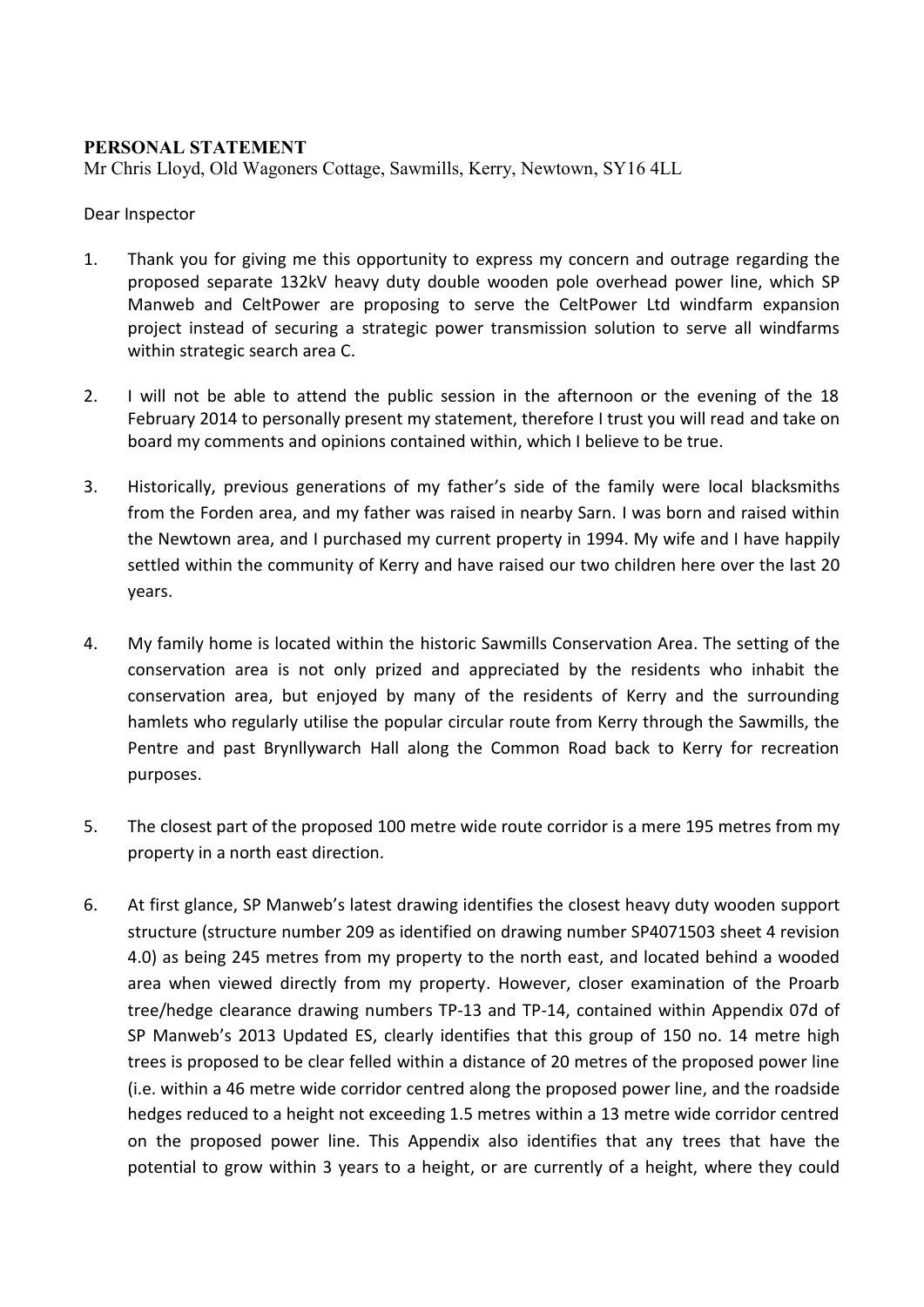**PERSONAL STATEMENT**

Mr Chris Lloyd, Old Wagoners Cottage, Sawmills, Kerry, Newtown, SY16 4LL

Dear Inspector

1. Thank you for giving me this opportunity to express my concern and outrage regarding the proposed separate 132kV heavy duty double wooden pole overhead power line, which SP Manweb and CeltPower are proposing to serve the CeltPower Ltd windfarm expansion project instead of securing a strategic power transmission solution to serve all windfarms within strategic search area C.

2. I will not be able to attend the public session in the afternoon or the evening of the 18 February 2014 to personally present my statement, therefore I trust you will read and take on board my comments and opinions contained within, which I believe to be true.

3. Historically, previous generations of my father's side of the family were local blacksmiths from the Forden area, and my father was raised in nearby Sarn. I was born and raised within the Newtown area, and I purchased my current property in 1994. My wife and I have happily settled within the community of Kerry and have raised our two children here over the last 20 years.

4. My family home is located within the historic Sawmills Conservation Area. The setting of the conservation area is not only prized and appreciated by the residents who inhabit the conservation area, but enjoyed by many of the residents of Kerry and the surrounding hamlets who regularly utilise the popular circular route from Kerry through the Sawmills, the Pentre and past Brynllywarch Hall along the Common Road back to Kerry for recreation purposes.

5. The closest part of the proposed 100 metre wide route corridor is a mere 195 metres from my property in a north east direction.

6. At first glance, SP Manweb's latest drawing identifies the closest heavy duty wooden support structure (structure number 209 as identified on drawing number SP4071503 sheet 4 revision 4.0) as being 245 metres from my property to the north east, and located behind a wooded area when viewed directly from my property. However, closer examination of the Proarb tree/hedge clearance drawing numbers TP-13 and TP-14, contained within Appendix 07d of SP Manweb's 2013 Updated ES, clearly identifies that this group of 150 no. 14 metre high trees is proposed to be clear felled within a distance of 20 metres of the proposed power line (i.e. within a 46 metre wide corridor centred along the proposed power line, and the roadside hedges reduced to a height not exceeding 1.5 metres within a 13 metre wide corridor centred on the proposed power line. This Appendix also identifies that any trees that have the potential to grow within 3 years to a height, or are currently of a height, where they could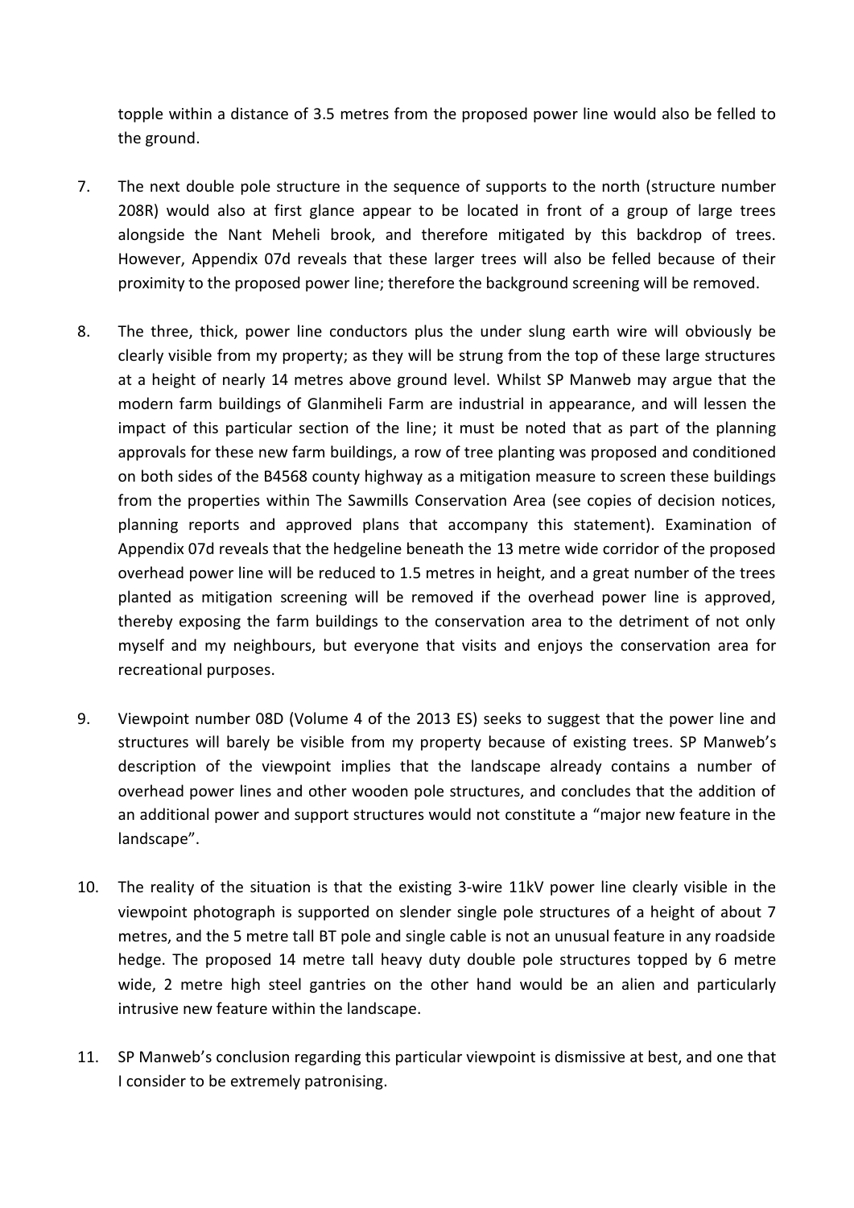topple within a distance of 3.5 metres from the proposed power line would also be felled to the ground.

7. The next double pole structure in the sequence of supports to the north (structure number 208R) would also at first glance appear to be located in front of a group of large trees alongside the Nant Meheli brook, and therefore mitigated by this backdrop of trees. However, Appendix 07d reveals that these larger trees will also be felled because of their proximity to the proposed power line; therefore the background screening will be removed.

8. The three, thick, power line conductors plus the under slung earth wire will obviously be clearly visible from my property; as they will be strung from the top of these large structures at a height of nearly 14 metres above ground level. Whilst SP Manweb may argue that the modern farm buildings of Glanmiheli Farm are industrial in appearance, and will lessen the impact of this particular section of the line; it must be noted that as part of the planning approvals for these new farm buildings, a row of tree planting was proposed and conditioned on both sides of the B4568 county highway as a mitigation measure to screen these buildings from the properties within The Sawmills Conservation Area (see copies of decision notices, planning reports and approved plans that accompany this statement). Examination of Appendix 07d reveals that the hedgeline beneath the 13 metre wide corridor of the proposed overhead power line will be reduced to 1.5 metres in height, and a great number of the trees planted as mitigation screening will be removed if the overhead power line is approved, thereby exposing the farm buildings to the conservation area to the detriment of not only myself and my neighbours, but everyone that visits and enjoys the conservation area for recreational purposes.

9. Viewpoint number 08D (Volume 4 of the 2013 ES) seeks to suggest that the power line and structures will barely be visible from my property because of existing trees. SP Manweb's description of the viewpoint implies that the landscape already contains a number of overhead power lines and other wooden pole structures, and concludes that the addition of an additional power and support structures would not constitute a "major new feature in the landscape".

10. The reality of the situation is that the existing 3-wire 11kV power line clearly visible in the viewpoint photograph is supported on slender single pole structures of a height of about 7 metres, and the 5 metre tall BT pole and single cable is not an unusual feature in any roadside hedge. The proposed 14 metre tall heavy duty double pole structures topped by 6 metre wide, 2 metre high steel gantries on the other hand would be an alien and particularly intrusive new feature within the landscape.

11. SP Manweb's conclusion regarding this particular viewpoint is dismissive at best, and one that I consider to be extremely patronising.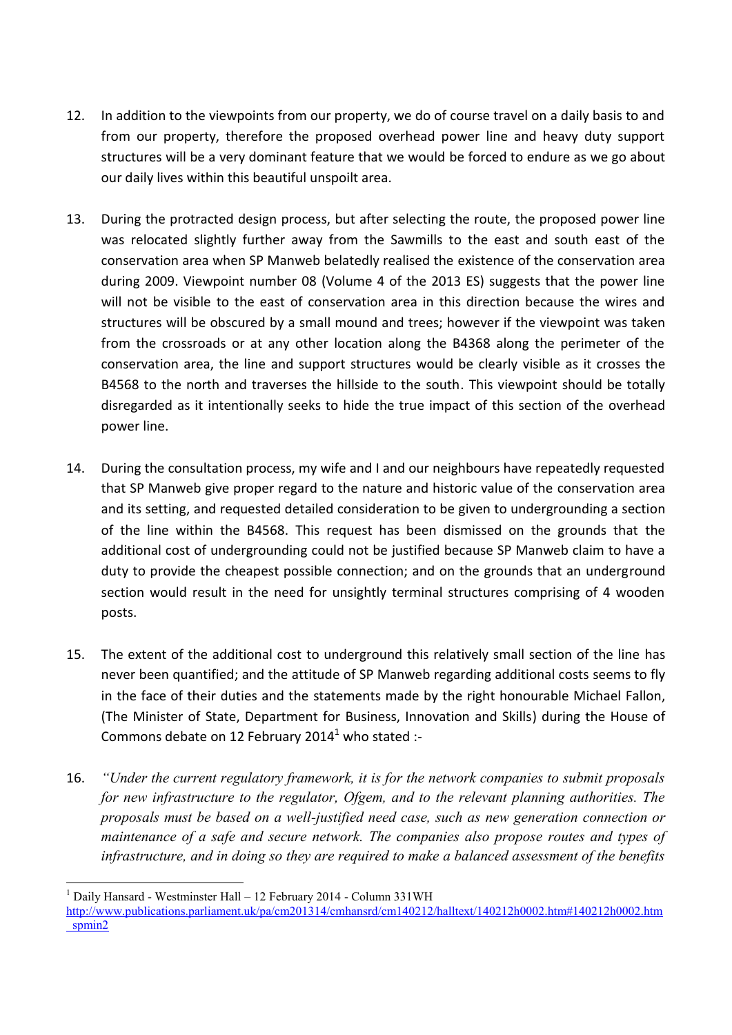12. In addition to the viewpoints from our property, we do of course travel on a daily basis to and from our property, therefore the proposed overhead power line and heavy duty support structures will be a very dominant feature that we would be forced to endure as we go about our daily lives within this beautiful unspoilt area.

13. During the protracted design process, but after selecting the route, the proposed power line was relocated slightly further away from the Sawmills to the east and south east of the conservation area when SP Manweb belatedly realised the existence of the conservation area during 2009. Viewpoint number 08 (Volume 4 of the 2013 ES) suggests that the power line will not be visible to the east of conservation area in this direction because the wires and structures will be obscured by a small mound and trees; however if the viewpoint was taken from the crossroads or at any other location along the B4368 along the perimeter of the conservation area, the line and support structures would be clearly visible as it crosses the B4568 to the north and traverses the hillside to the south. This viewpoint should be totally disregarded as it intentionally seeks to hide the true impact of this section of the overhead power line.

14. During the consultation process, my wife and I and our neighbours have repeatedly requested that SP Manweb give proper regard to the nature and historic value of the conservation area and its setting, and requested detailed consideration to be given to undergrounding a section of the line within the B4568. This request has been dismissed on the grounds that the additional cost of undergrounding could not be justified because SP Manweb claim to have a duty to provide the cheapest possible connection; and on the grounds that an underground section would result in the need for unsightly terminal structures comprising of 4 wooden posts.

15. The extent of the additional cost to underground this relatively small section of the line has never been quantified; and the attitude of SP Manweb regarding additional costs seems to fly in the face of their duties and the statements made by the right honourable Michael Fallon, (The Minister of State, Department for Business, Innovation and Skills) during the House of Commons debate on 12 February 2014[1] who stated :-

16. *"Under the current regulatory framework, it is for the network companies to submit proposals for new infrastructure to the regulator, Ofgem, and to the relevant planning authorities. The proposals must be based on a well-justified need case, such as new generation connection or maintenance of a safe and secure network. The companies also propose routes and types of infrastructure, and in doing so they are required to make a balanced assessment of the benefits*

---

[1] Daily Hansard - Westminster Hall – 12 February 2014 - Column 331WH
http://www.publications.parliament.uk/pa/cm201314/cmhansrd/cm140212/halltext/140212h0002.htm#140212h0002.htm_spmin2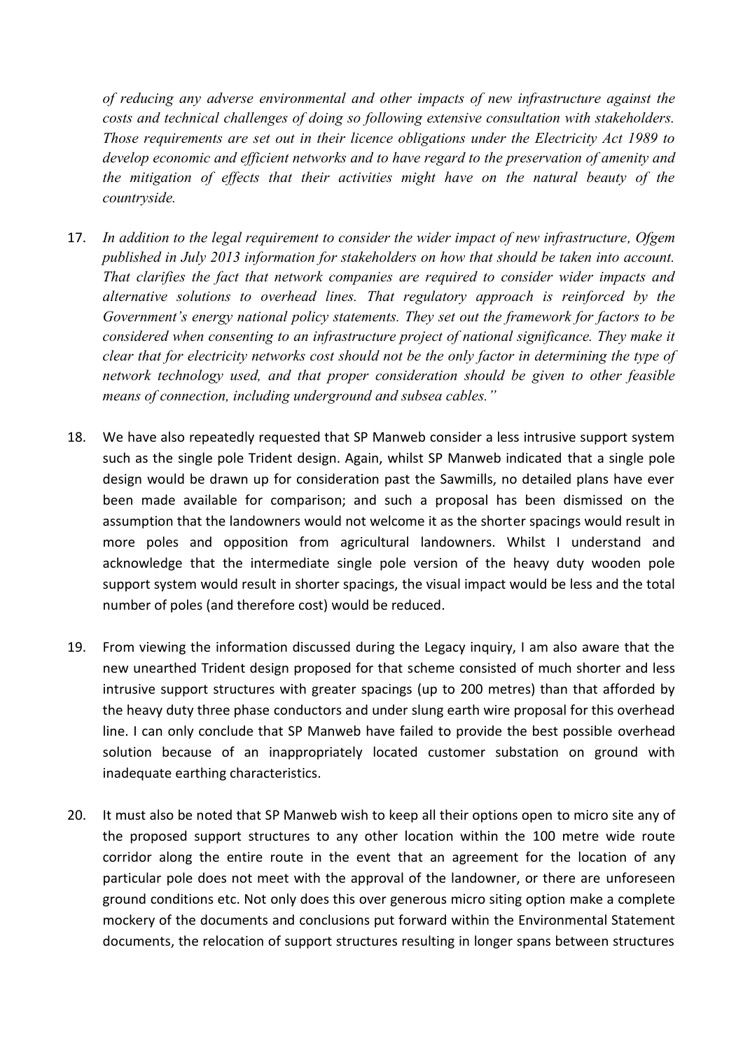*of reducing any adverse environmental and other impacts of new infrastructure against the costs and technical challenges of doing so following extensive consultation with stakeholders. Those requirements are set out in their licence obligations under the Electricity Act 1989 to develop economic and efficient networks and to have regard to the preservation of amenity and the mitigation of effects that their activities might have on the natural beauty of the countryside.*

17. *In addition to the legal requirement to consider the wider impact of new infrastructure, Ofgem published in July 2013 information for stakeholders on how that should be taken into account. That clarifies the fact that network companies are required to consider wider impacts and alternative solutions to overhead lines. That regulatory approach is reinforced by the Government's energy national policy statements. They set out the framework for factors to be considered when consenting to an infrastructure project of national significance. They make it clear that for electricity networks cost should not be the only factor in determining the type of network technology used, and that proper consideration should be given to other feasible means of connection, including underground and subsea cables."*

18. We have also repeatedly requested that SP Manweb consider a less intrusive support system such as the single pole Trident design. Again, whilst SP Manweb indicated that a single pole design would be drawn up for consideration past the Sawmills, no detailed plans have ever been made available for comparison; and such a proposal has been dismissed on the assumption that the landowners would not welcome it as the shorter spacings would result in more poles and opposition from agricultural landowners. Whilst I understand and acknowledge that the intermediate single pole version of the heavy duty wooden pole support system would result in shorter spacings, the visual impact would be less and the total number of poles (and therefore cost) would be reduced.

19. From viewing the information discussed during the Legacy inquiry, I am also aware that the new unearthed Trident design proposed for that scheme consisted of much shorter and less intrusive support structures with greater spacings (up to 200 metres) than that afforded by the heavy duty three phase conductors and under slung earth wire proposal for this overhead line. I can only conclude that SP Manweb have failed to provide the best possible overhead solution because of an inappropriately located customer substation on ground with inadequate earthing characteristics.

20. It must also be noted that SP Manweb wish to keep all their options open to micro site any of the proposed support structures to any other location within the 100 metre wide route corridor along the entire route in the event that an agreement for the location of any particular pole does not meet with the approval of the landowner, or there are unforeseen ground conditions etc. Not only does this over generous micro siting option make a complete mockery of the documents and conclusions put forward within the Environmental Statement documents, the relocation of support structures resulting in longer spans between structures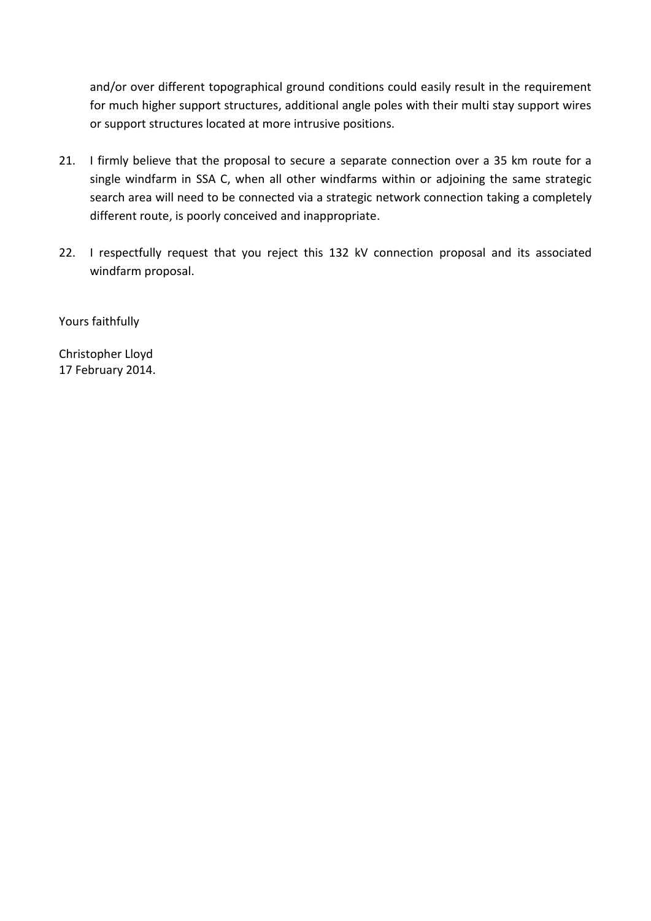and/or over different topographical ground conditions could easily result in the requirement for much higher support structures, additional angle poles with their multi stay support wires or support structures located at more intrusive positions.

21. I firmly believe that the proposal to secure a separate connection over a 35 km route for a single windfarm in SSA C, when all other windfarms within or adjoining the same strategic search area will need to be connected via a strategic network connection taking a completely different route, is poorly conceived and inappropriate.

22. I respectfully request that you reject this 132 kV connection proposal and its associated windfarm proposal.

Yours faithfully

Christopher Lloyd
17 February 2014.